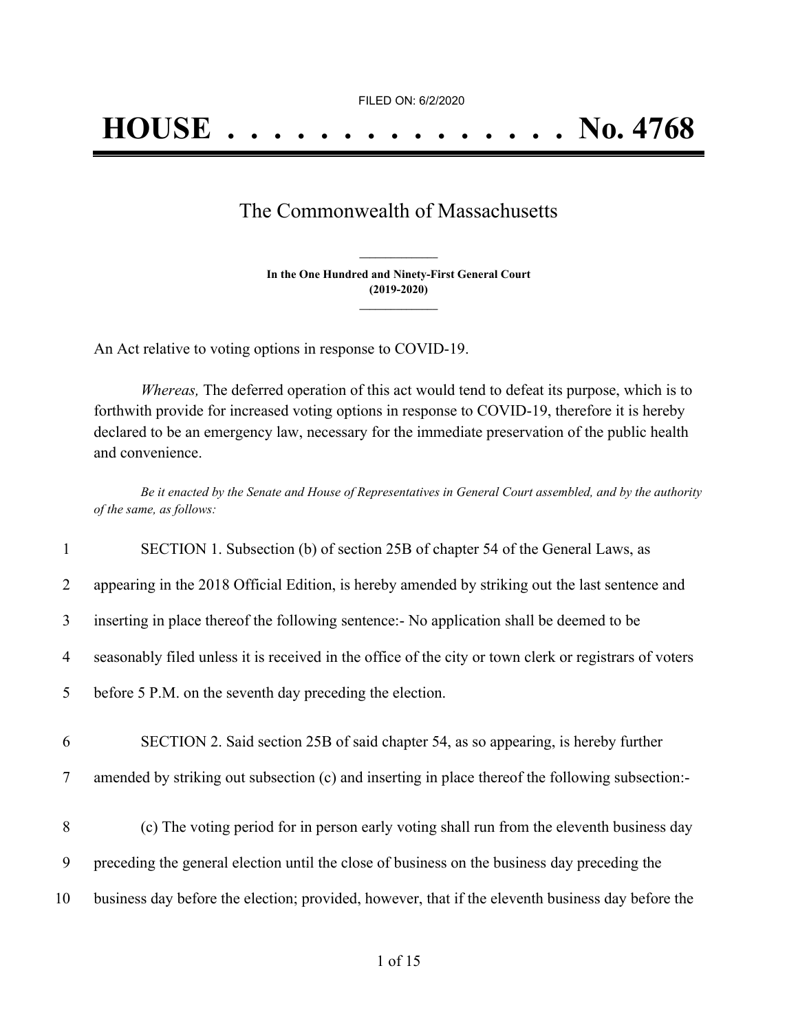FILED ON: 6/2/2020

# HOUSE . . . . . . . . . . . . . . . No. 4768

## The Commonwealth of Massachusetts

**In the One Hundred and Ninety-First General Court**
**(2019-2020)**

An Act relative to voting options in response to COVID-19.

*Whereas,* The deferred operation of this act would tend to defeat its purpose, which is to forthwith provide for increased voting options in response to COVID-19, therefore it is hereby declared to be an emergency law, necessary for the immediate preservation of the public health and convenience.

*Be it enacted by the Senate and House of Representatives in General Court assembled, and by the authority of the same, as follows:*

1 SECTION 1. Subsection (b) of section 25B of chapter 54 of the General Laws, as
2 appearing in the 2018 Official Edition, is hereby amended by striking out the last sentence and
3 inserting in place thereof the following sentence:- No application shall be deemed to be
4 seasonably filed unless it is received in the office of the city or town clerk or registrars of voters
5 before 5 P.M. on the seventh day preceding the election.

6 SECTION 2. Said section 25B of said chapter 54, as so appearing, is hereby further
7 amended by striking out subsection (c) and inserting in place thereof the following subsection:-

8 (c) The voting period for in person early voting shall run from the eleventh business day
9 preceding the general election until the close of business on the business day preceding the
10 business day before the election; provided, however, that if the eleventh business day before the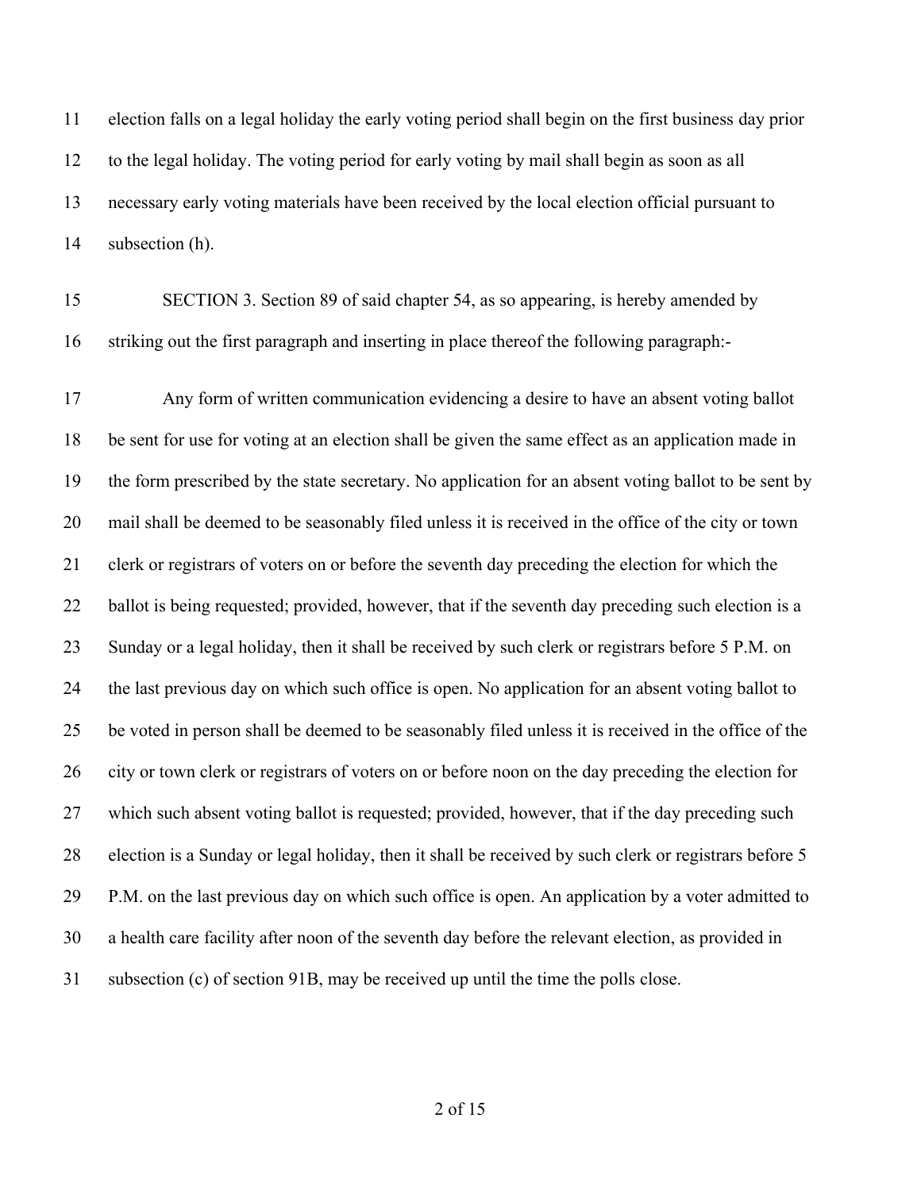election falls on a legal holiday the early voting period shall begin on the first business day prior to the legal holiday. The voting period for early voting by mail shall begin as soon as all necessary early voting materials have been received by the local election official pursuant to subsection (h).

SECTION 3. Section 89 of said chapter 54, as so appearing, is hereby amended by striking out the first paragraph and inserting in place thereof the following paragraph:-

Any form of written communication evidencing a desire to have an absent voting ballot be sent for use for voting at an election shall be given the same effect as an application made in the form prescribed by the state secretary. No application for an absent voting ballot to be sent by mail shall be deemed to be seasonably filed unless it is received in the office of the city or town clerk or registrars of voters on or before the seventh day preceding the election for which the ballot is being requested; provided, however, that if the seventh day preceding such election is a Sunday or a legal holiday, then it shall be received by such clerk or registrars before 5 P.M. on the last previous day on which such office is open. No application for an absent voting ballot to be voted in person shall be deemed to be seasonably filed unless it is received in the office of the city or town clerk or registrars of voters on or before noon on the day preceding the election for which such absent voting ballot is requested; provided, however, that if the day preceding such election is a Sunday or legal holiday, then it shall be received by such clerk or registrars before 5 P.M. on the last previous day on which such office is open. An application by a voter admitted to a health care facility after noon of the seventh day before the relevant election, as provided in subsection (c) of section 91B, may be received up until the time the polls close.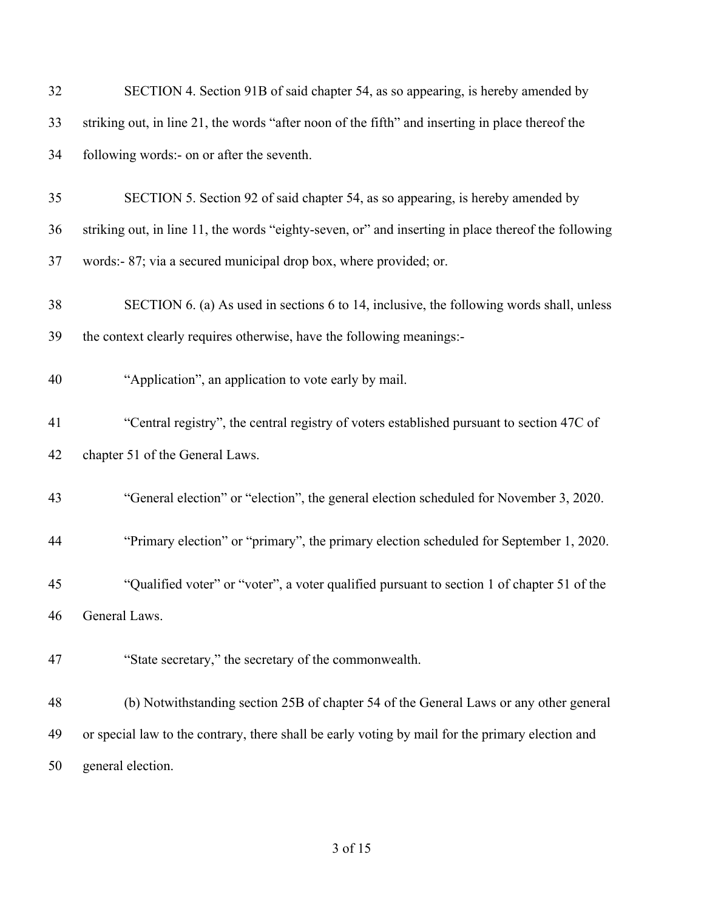SECTION 4. Section 91B of said chapter 54, as so appearing, is hereby amended by striking out, in line 21, the words "after noon of the fifth" and inserting in place thereof the following words:- on or after the seventh.

SECTION 5. Section 92 of said chapter 54, as so appearing, is hereby amended by striking out, in line 11, the words "eighty-seven, or" and inserting in place thereof the following words:- 87; via a secured municipal drop box, where provided; or.

SECTION 6. (a) As used in sections 6 to 14, inclusive, the following words shall, unless the context clearly requires otherwise, have the following meanings:-

"Application", an application to vote early by mail.

"Central registry", the central registry of voters established pursuant to section 47C of chapter 51 of the General Laws.

"General election" or "election", the general election scheduled for November 3, 2020.

"Primary election" or "primary", the primary election scheduled for September 1, 2020.

"Qualified voter" or "voter", a voter qualified pursuant to section 1 of chapter 51 of the General Laws.

"State secretary," the secretary of the commonwealth.

(b) Notwithstanding section 25B of chapter 54 of the General Laws or any other general or special law to the contrary, there shall be early voting by mail for the primary election and general election.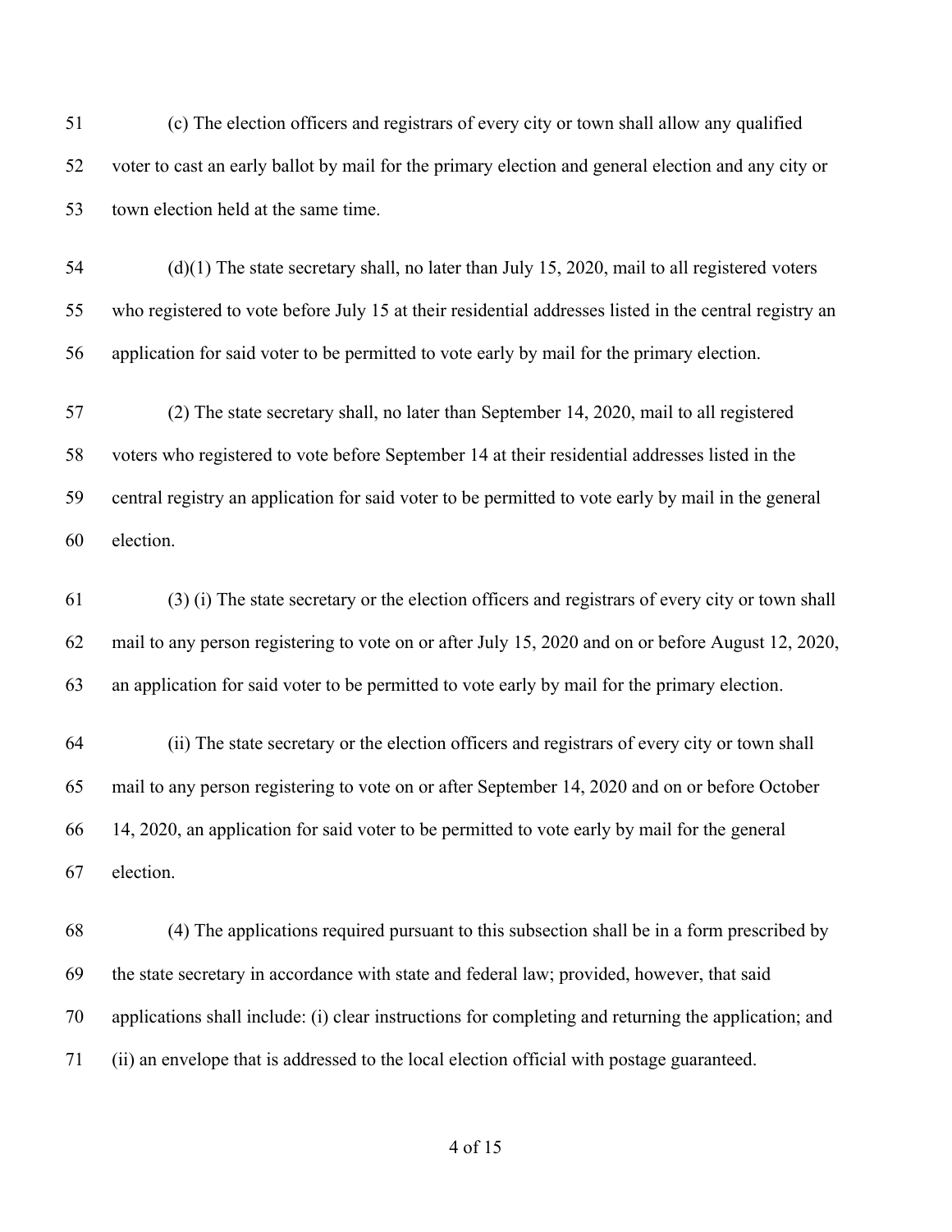(c) The election officers and registrars of every city or town shall allow any qualified voter to cast an early ballot by mail for the primary election and general election and any city or town election held at the same time.

(d)(1) The state secretary shall, no later than July 15, 2020, mail to all registered voters who registered to vote before July 15 at their residential addresses listed in the central registry an application for said voter to be permitted to vote early by mail for the primary election.

(2) The state secretary shall, no later than September 14, 2020, mail to all registered voters who registered to vote before September 14 at their residential addresses listed in the central registry an application for said voter to be permitted to vote early by mail in the general election.

(3) (i) The state secretary or the election officers and registrars of every city or town shall mail to any person registering to vote on or after July 15, 2020 and on or before August 12, 2020, an application for said voter to be permitted to vote early by mail for the primary election.

(ii) The state secretary or the election officers and registrars of every city or town shall mail to any person registering to vote on or after September 14, 2020 and on or before October 14, 2020, an application for said voter to be permitted to vote early by mail for the general election.

(4) The applications required pursuant to this subsection shall be in a form prescribed by the state secretary in accordance with state and federal law; provided, however, that said applications shall include: (i) clear instructions for completing and returning the application; and (ii) an envelope that is addressed to the local election official with postage guaranteed.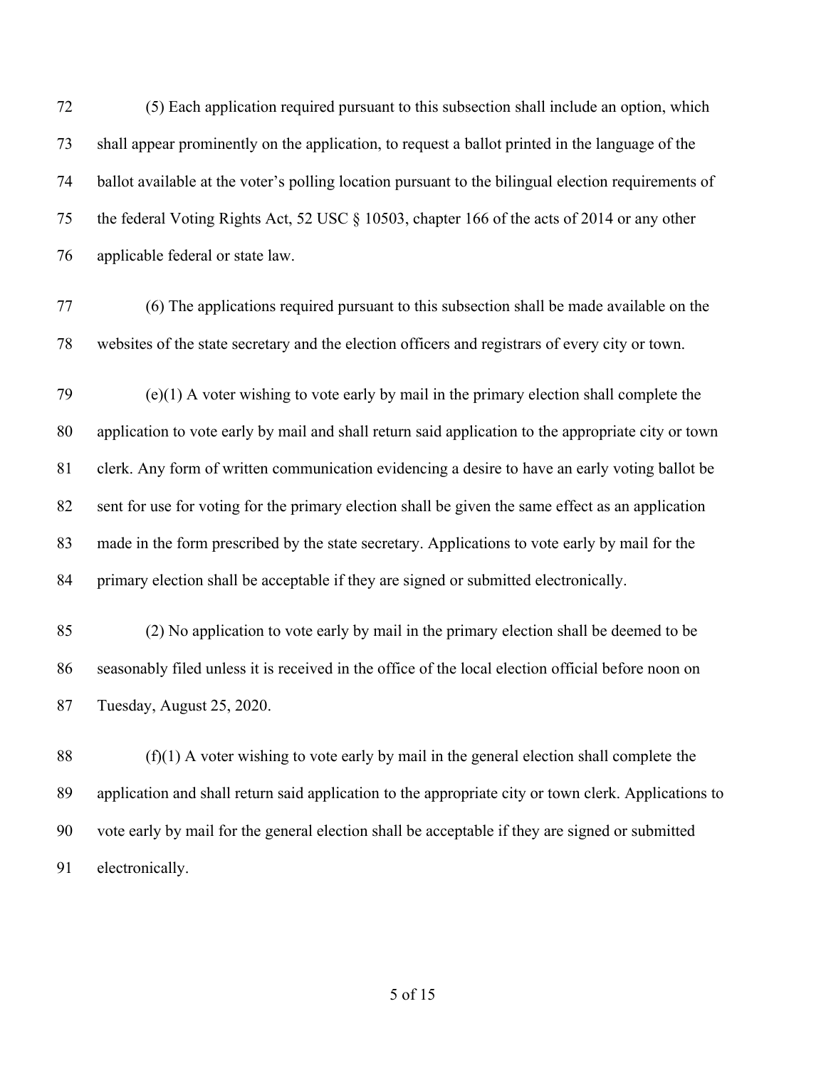(5) Each application required pursuant to this subsection shall include an option, which shall appear prominently on the application, to request a ballot printed in the language of the ballot available at the voter's polling location pursuant to the bilingual election requirements of the federal Voting Rights Act, 52 USC § 10503, chapter 166 of the acts of 2014 or any other applicable federal or state law.

(6) The applications required pursuant to this subsection shall be made available on the websites of the state secretary and the election officers and registrars of every city or town.

(e)(1) A voter wishing to vote early by mail in the primary election shall complete the application to vote early by mail and shall return said application to the appropriate city or town clerk. Any form of written communication evidencing a desire to have an early voting ballot be sent for use for voting for the primary election shall be given the same effect as an application made in the form prescribed by the state secretary. Applications to vote early by mail for the primary election shall be acceptable if they are signed or submitted electronically.

(2) No application to vote early by mail in the primary election shall be deemed to be seasonably filed unless it is received in the office of the local election official before noon on Tuesday, August 25, 2020.

(f)(1) A voter wishing to vote early by mail in the general election shall complete the application and shall return said application to the appropriate city or town clerk. Applications to vote early by mail for the general election shall be acceptable if they are signed or submitted electronically.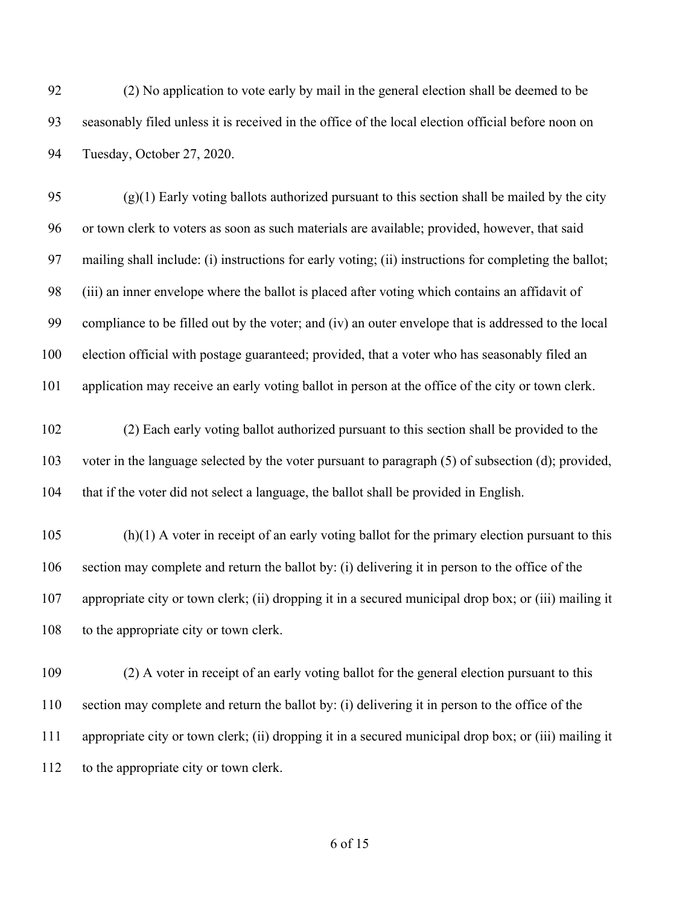(2) No application to vote early by mail in the general election shall be deemed to be seasonably filed unless it is received in the office of the local election official before noon on Tuesday, October 27, 2020.

(g)(1) Early voting ballots authorized pursuant to this section shall be mailed by the city or town clerk to voters as soon as such materials are available; provided, however, that said mailing shall include: (i) instructions for early voting; (ii) instructions for completing the ballot; (iii) an inner envelope where the ballot is placed after voting which contains an affidavit of compliance to be filled out by the voter; and (iv) an outer envelope that is addressed to the local election official with postage guaranteed; provided, that a voter who has seasonably filed an application may receive an early voting ballot in person at the office of the city or town clerk.

(2) Each early voting ballot authorized pursuant to this section shall be provided to the voter in the language selected by the voter pursuant to paragraph (5) of subsection (d); provided, that if the voter did not select a language, the ballot shall be provided in English.

(h)(1) A voter in receipt of an early voting ballot for the primary election pursuant to this section may complete and return the ballot by: (i) delivering it in person to the office of the appropriate city or town clerk; (ii) dropping it in a secured municipal drop box; or (iii) mailing it to the appropriate city or town clerk.

(2) A voter in receipt of an early voting ballot for the general election pursuant to this section may complete and return the ballot by: (i) delivering it in person to the office of the appropriate city or town clerk; (ii) dropping it in a secured municipal drop box; or (iii) mailing it to the appropriate city or town clerk.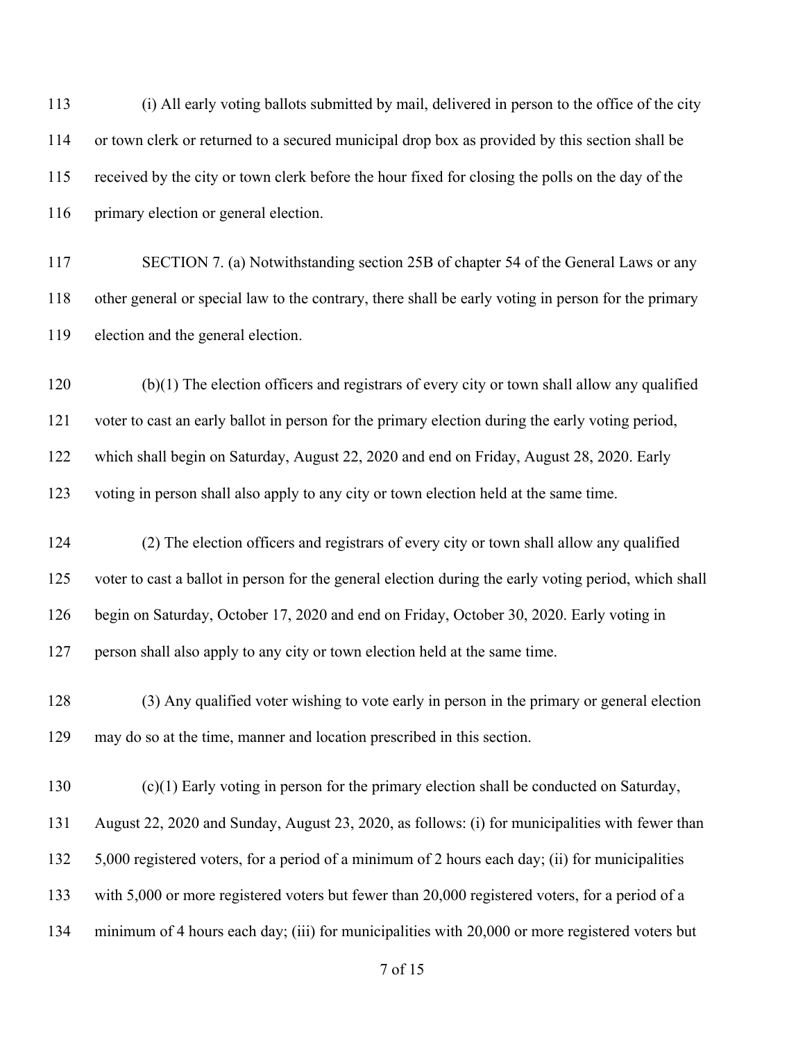(i) All early voting ballots submitted by mail, delivered in person to the office of the city or town clerk or returned to a secured municipal drop box as provided by this section shall be received by the city or town clerk before the hour fixed for closing the polls on the day of the primary election or general election.

SECTION 7. (a) Notwithstanding section 25B of chapter 54 of the General Laws or any other general or special law to the contrary, there shall be early voting in person for the primary election and the general election.

(b)(1) The election officers and registrars of every city or town shall allow any qualified voter to cast an early ballot in person for the primary election during the early voting period, which shall begin on Saturday, August 22, 2020 and end on Friday, August 28, 2020. Early voting in person shall also apply to any city or town election held at the same time.

(2) The election officers and registrars of every city or town shall allow any qualified voter to cast a ballot in person for the general election during the early voting period, which shall begin on Saturday, October 17, 2020 and end on Friday, October 30, 2020. Early voting in person shall also apply to any city or town election held at the same time.

(3) Any qualified voter wishing to vote early in person in the primary or general election may do so at the time, manner and location prescribed in this section.

(c)(1) Early voting in person for the primary election shall be conducted on Saturday, August 22, 2020 and Sunday, August 23, 2020, as follows: (i) for municipalities with fewer than 5,000 registered voters, for a period of a minimum of 2 hours each day; (ii) for municipalities with 5,000 or more registered voters but fewer than 20,000 registered voters, for a period of a minimum of 4 hours each day; (iii) for municipalities with 20,000 or more registered voters but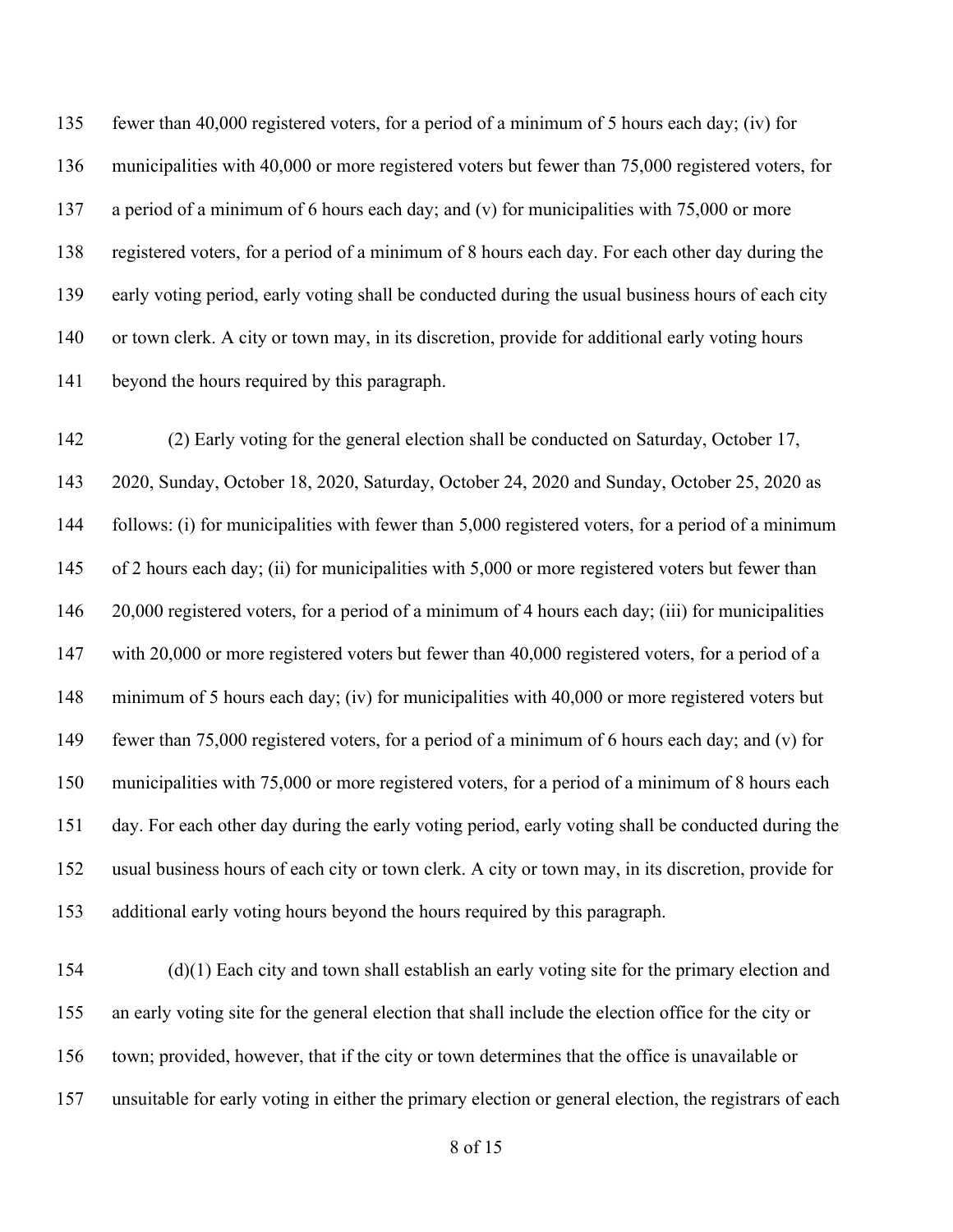fewer than 40,000 registered voters, for a period of a minimum of 5 hours each day; (iv) for municipalities with 40,000 or more registered voters but fewer than 75,000 registered voters, for a period of a minimum of 6 hours each day; and (v) for municipalities with 75,000 or more registered voters, for a period of a minimum of 8 hours each day. For each other day during the early voting period, early voting shall be conducted during the usual business hours of each city or town clerk. A city or town may, in its discretion, provide for additional early voting hours beyond the hours required by this paragraph.

(2) Early voting for the general election shall be conducted on Saturday, October 17, 2020, Sunday, October 18, 2020, Saturday, October 24, 2020 and Sunday, October 25, 2020 as follows: (i) for municipalities with fewer than 5,000 registered voters, for a period of a minimum of 2 hours each day; (ii) for municipalities with 5,000 or more registered voters but fewer than 20,000 registered voters, for a period of a minimum of 4 hours each day; (iii) for municipalities with 20,000 or more registered voters but fewer than 40,000 registered voters, for a period of a minimum of 5 hours each day; (iv) for municipalities with 40,000 or more registered voters but fewer than 75,000 registered voters, for a period of a minimum of 6 hours each day; and (v) for municipalities with 75,000 or more registered voters, for a period of a minimum of 8 hours each day. For each other day during the early voting period, early voting shall be conducted during the usual business hours of each city or town clerk. A city or town may, in its discretion, provide for additional early voting hours beyond the hours required by this paragraph.

(d)(1) Each city and town shall establish an early voting site for the primary election and an early voting site for the general election that shall include the election office for the city or town; provided, however, that if the city or town determines that the office is unavailable or unsuitable for early voting in either the primary election or general election, the registrars of each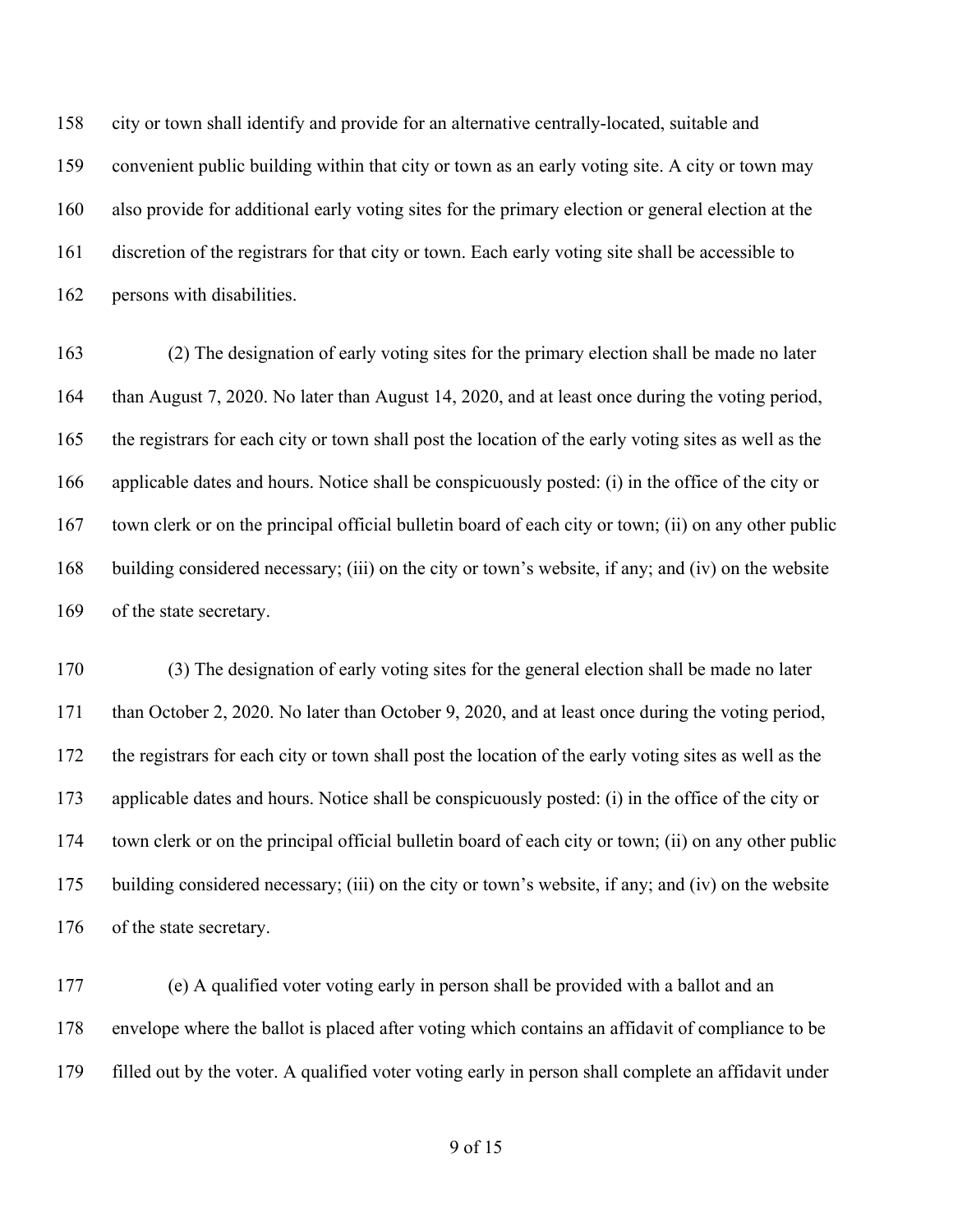city or town shall identify and provide for an alternative centrally-located, suitable and convenient public building within that city or town as an early voting site. A city or town may also provide for additional early voting sites for the primary election or general election at the discretion of the registrars for that city or town. Each early voting site shall be accessible to persons with disabilities.

(2) The designation of early voting sites for the primary election shall be made no later than August 7, 2020. No later than August 14, 2020, and at least once during the voting period, the registrars for each city or town shall post the location of the early voting sites as well as the applicable dates and hours. Notice shall be conspicuously posted: (i) in the office of the city or town clerk or on the principal official bulletin board of each city or town; (ii) on any other public building considered necessary; (iii) on the city or town's website, if any; and (iv) on the website of the state secretary.

(3) The designation of early voting sites for the general election shall be made no later than October 2, 2020. No later than October 9, 2020, and at least once during the voting period, the registrars for each city or town shall post the location of the early voting sites as well as the applicable dates and hours. Notice shall be conspicuously posted: (i) in the office of the city or town clerk or on the principal official bulletin board of each city or town; (ii) on any other public building considered necessary; (iii) on the city or town's website, if any; and (iv) on the website of the state secretary.

(e) A qualified voter voting early in person shall be provided with a ballot and an envelope where the ballot is placed after voting which contains an affidavit of compliance to be filled out by the voter. A qualified voter voting early in person shall complete an affidavit under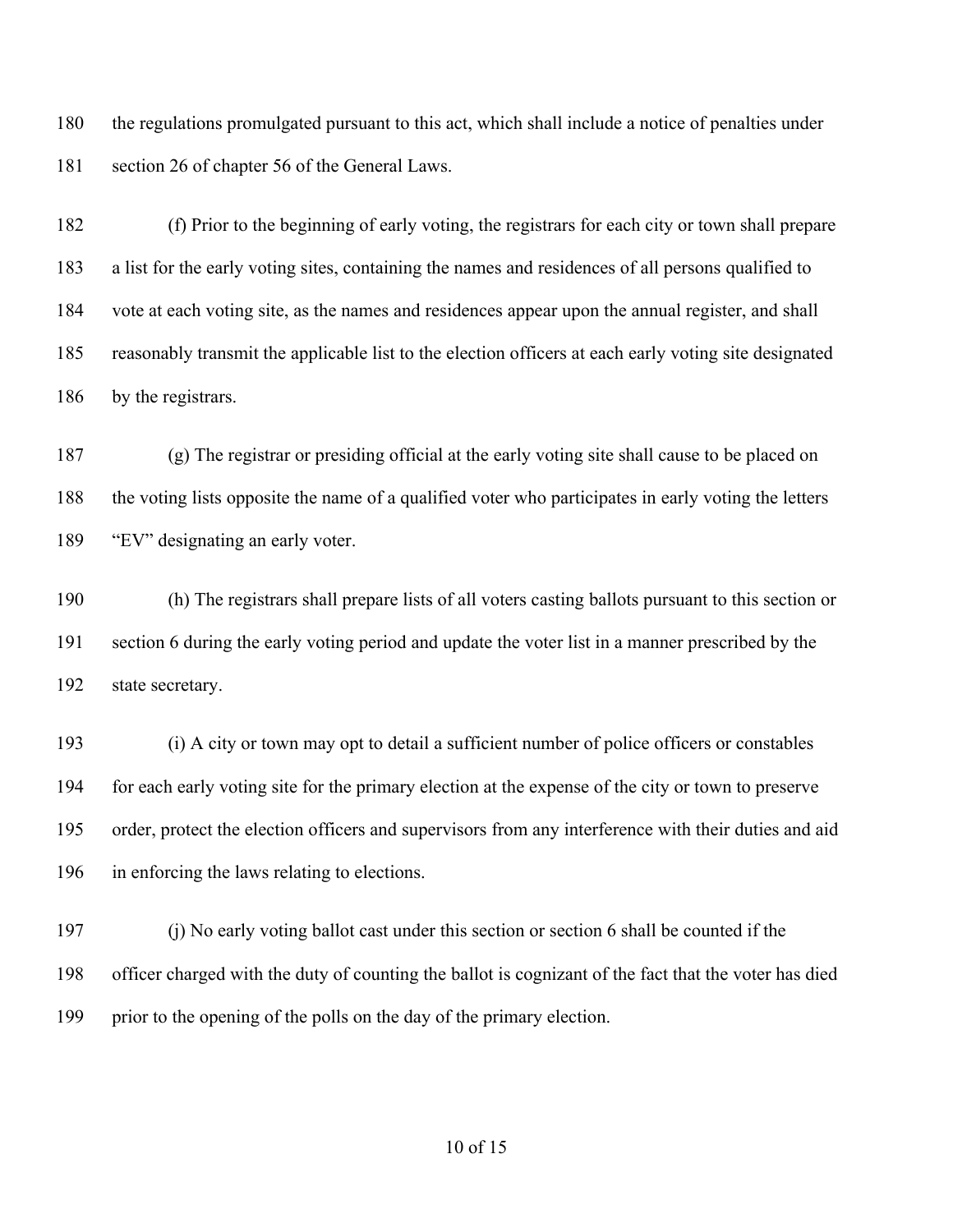the regulations promulgated pursuant to this act, which shall include a notice of penalties under section 26 of chapter 56 of the General Laws.

(f) Prior to the beginning of early voting, the registrars for each city or town shall prepare a list for the early voting sites, containing the names and residences of all persons qualified to vote at each voting site, as the names and residences appear upon the annual register, and shall reasonably transmit the applicable list to the election officers at each early voting site designated by the registrars.

(g) The registrar or presiding official at the early voting site shall cause to be placed on the voting lists opposite the name of a qualified voter who participates in early voting the letters "EV" designating an early voter.

(h) The registrars shall prepare lists of all voters casting ballots pursuant to this section or section 6 during the early voting period and update the voter list in a manner prescribed by the state secretary.

(i) A city or town may opt to detail a sufficient number of police officers or constables for each early voting site for the primary election at the expense of the city or town to preserve order, protect the election officers and supervisors from any interference with their duties and aid in enforcing the laws relating to elections.

(j) No early voting ballot cast under this section or section 6 shall be counted if the officer charged with the duty of counting the ballot is cognizant of the fact that the voter has died prior to the opening of the polls on the day of the primary election.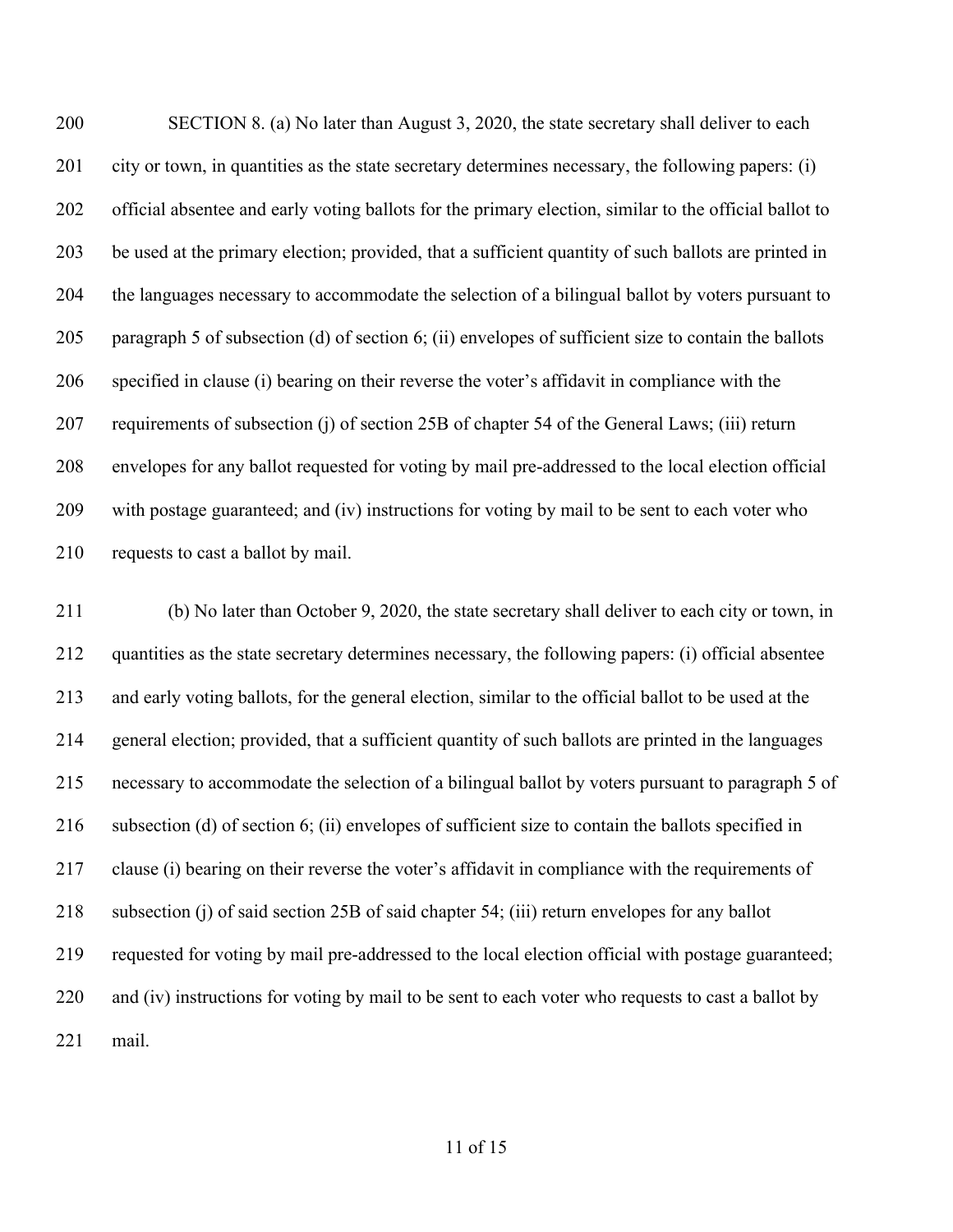SECTION 8. (a) No later than August 3, 2020, the state secretary shall deliver to each city or town, in quantities as the state secretary determines necessary, the following papers: (i) official absentee and early voting ballots for the primary election, similar to the official ballot to be used at the primary election; provided, that a sufficient quantity of such ballots are printed in the languages necessary to accommodate the selection of a bilingual ballot by voters pursuant to paragraph 5 of subsection (d) of section 6; (ii) envelopes of sufficient size to contain the ballots specified in clause (i) bearing on their reverse the voter's affidavit in compliance with the requirements of subsection (j) of section 25B of chapter 54 of the General Laws; (iii) return envelopes for any ballot requested for voting by mail pre-addressed to the local election official with postage guaranteed; and (iv) instructions for voting by mail to be sent to each voter who requests to cast a ballot by mail.

(b) No later than October 9, 2020, the state secretary shall deliver to each city or town, in quantities as the state secretary determines necessary, the following papers: (i) official absentee and early voting ballots, for the general election, similar to the official ballot to be used at the general election; provided, that a sufficient quantity of such ballots are printed in the languages necessary to accommodate the selection of a bilingual ballot by voters pursuant to paragraph 5 of subsection (d) of section 6; (ii) envelopes of sufficient size to contain the ballots specified in clause (i) bearing on their reverse the voter's affidavit in compliance with the requirements of subsection (j) of said section 25B of said chapter 54; (iii) return envelopes for any ballot requested for voting by mail pre-addressed to the local election official with postage guaranteed; and (iv) instructions for voting by mail to be sent to each voter who requests to cast a ballot by mail.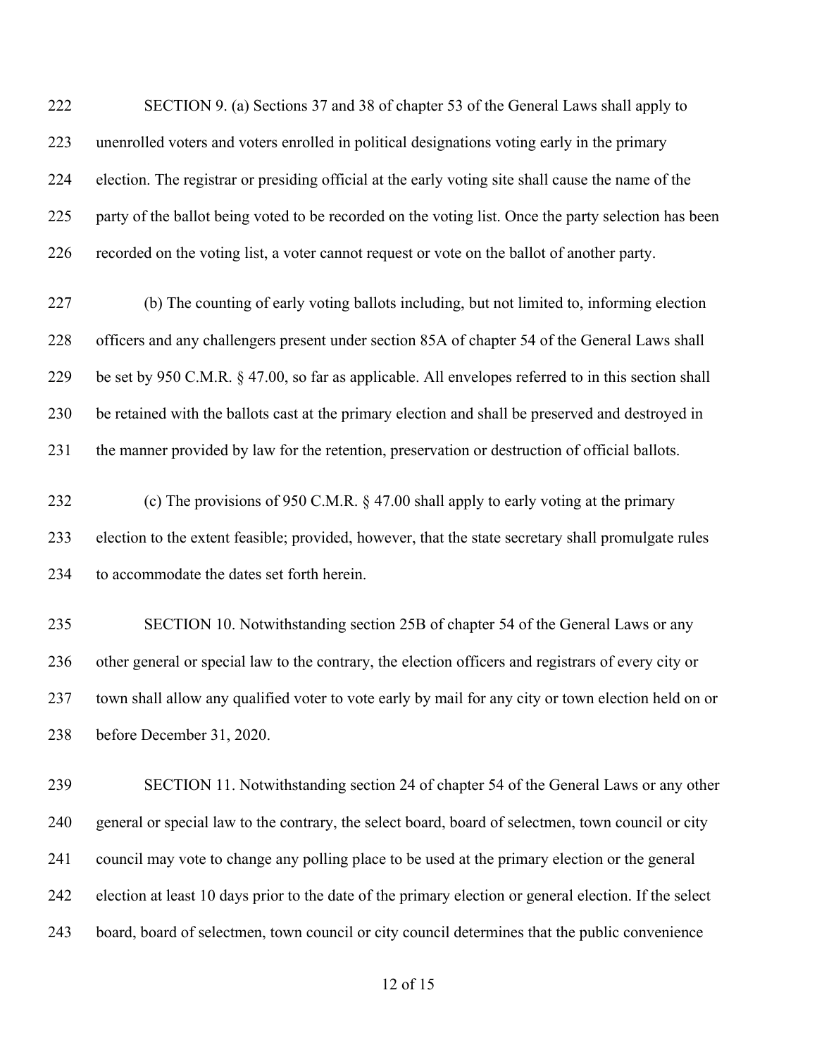SECTION 9. (a) Sections 37 and 38 of chapter 53 of the General Laws shall apply to unenrolled voters and voters enrolled in political designations voting early in the primary election. The registrar or presiding official at the early voting site shall cause the name of the party of the ballot being voted to be recorded on the voting list. Once the party selection has been recorded on the voting list, a voter cannot request or vote on the ballot of another party.

(b) The counting of early voting ballots including, but not limited to, informing election officers and any challengers present under section 85A of chapter 54 of the General Laws shall be set by 950 C.M.R. § 47.00, so far as applicable. All envelopes referred to in this section shall be retained with the ballots cast at the primary election and shall be preserved and destroyed in the manner provided by law for the retention, preservation or destruction of official ballots.

(c) The provisions of 950 C.M.R. § 47.00 shall apply to early voting at the primary election to the extent feasible; provided, however, that the state secretary shall promulgate rules to accommodate the dates set forth herein.

SECTION 10. Notwithstanding section 25B of chapter 54 of the General Laws or any other general or special law to the contrary, the election officers and registrars of every city or town shall allow any qualified voter to vote early by mail for any city or town election held on or before December 31, 2020.

SECTION 11. Notwithstanding section 24 of chapter 54 of the General Laws or any other general or special law to the contrary, the select board, board of selectmen, town council or city council may vote to change any polling place to be used at the primary election or the general election at least 10 days prior to the date of the primary election or general election. If the select board, board of selectmen, town council or city council determines that the public convenience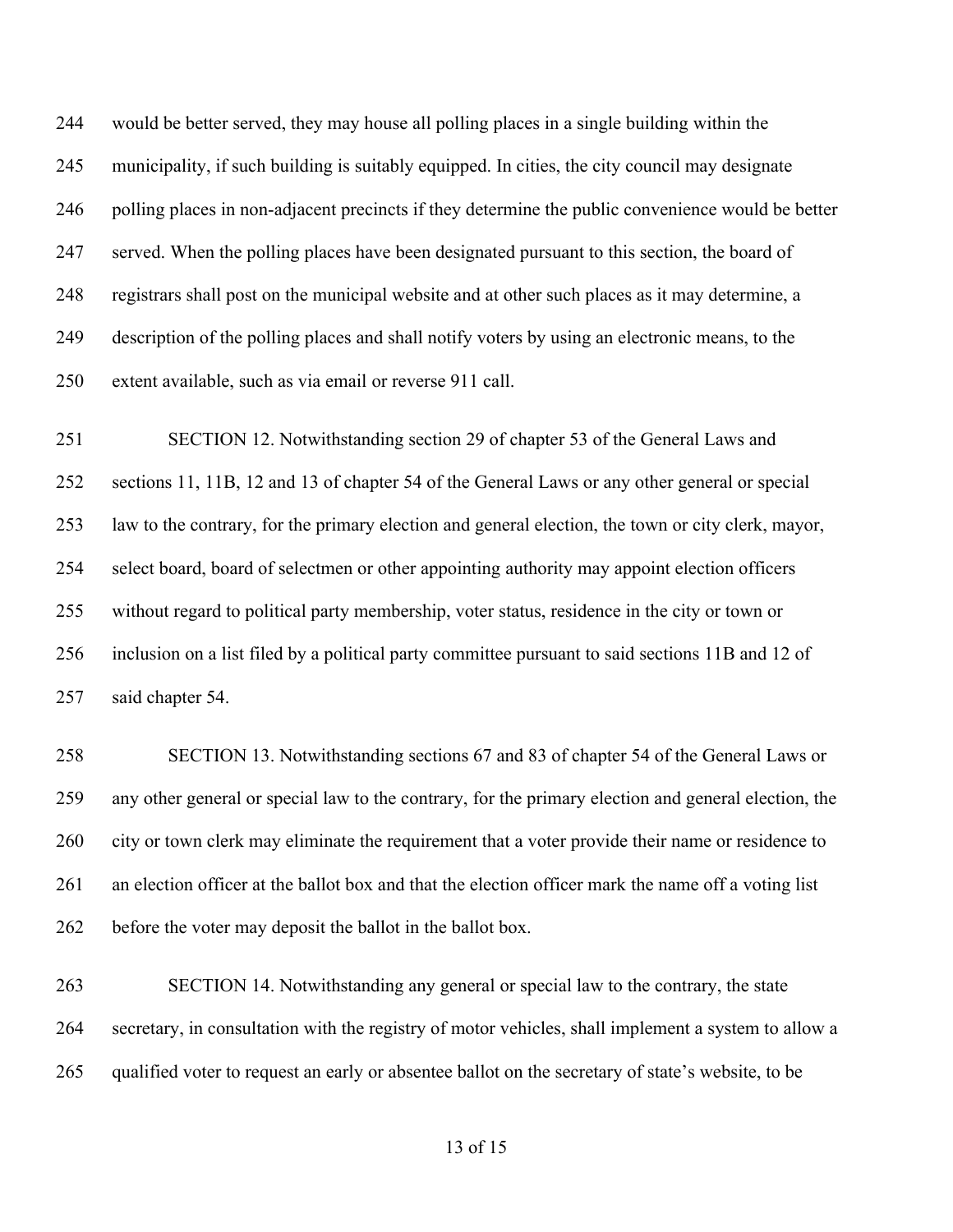would be better served, they may house all polling places in a single building within the municipality, if such building is suitably equipped. In cities, the city council may designate polling places in non-adjacent precincts if they determine the public convenience would be better served. When the polling places have been designated pursuant to this section, the board of registrars shall post on the municipal website and at other such places as it may determine, a description of the polling places and shall notify voters by using an electronic means, to the extent available, such as via email or reverse 911 call.

SECTION 12. Notwithstanding section 29 of chapter 53 of the General Laws and sections 11, 11B, 12 and 13 of chapter 54 of the General Laws or any other general or special law to the contrary, for the primary election and general election, the town or city clerk, mayor, select board, board of selectmen or other appointing authority may appoint election officers without regard to political party membership, voter status, residence in the city or town or inclusion on a list filed by a political party committee pursuant to said sections 11B and 12 of said chapter 54.

SECTION 13. Notwithstanding sections 67 and 83 of chapter 54 of the General Laws or any other general or special law to the contrary, for the primary election and general election, the city or town clerk may eliminate the requirement that a voter provide their name or residence to an election officer at the ballot box and that the election officer mark the name off a voting list before the voter may deposit the ballot in the ballot box.

SECTION 14. Notwithstanding any general or special law to the contrary, the state secretary, in consultation with the registry of motor vehicles, shall implement a system to allow a qualified voter to request an early or absentee ballot on the secretary of state's website, to be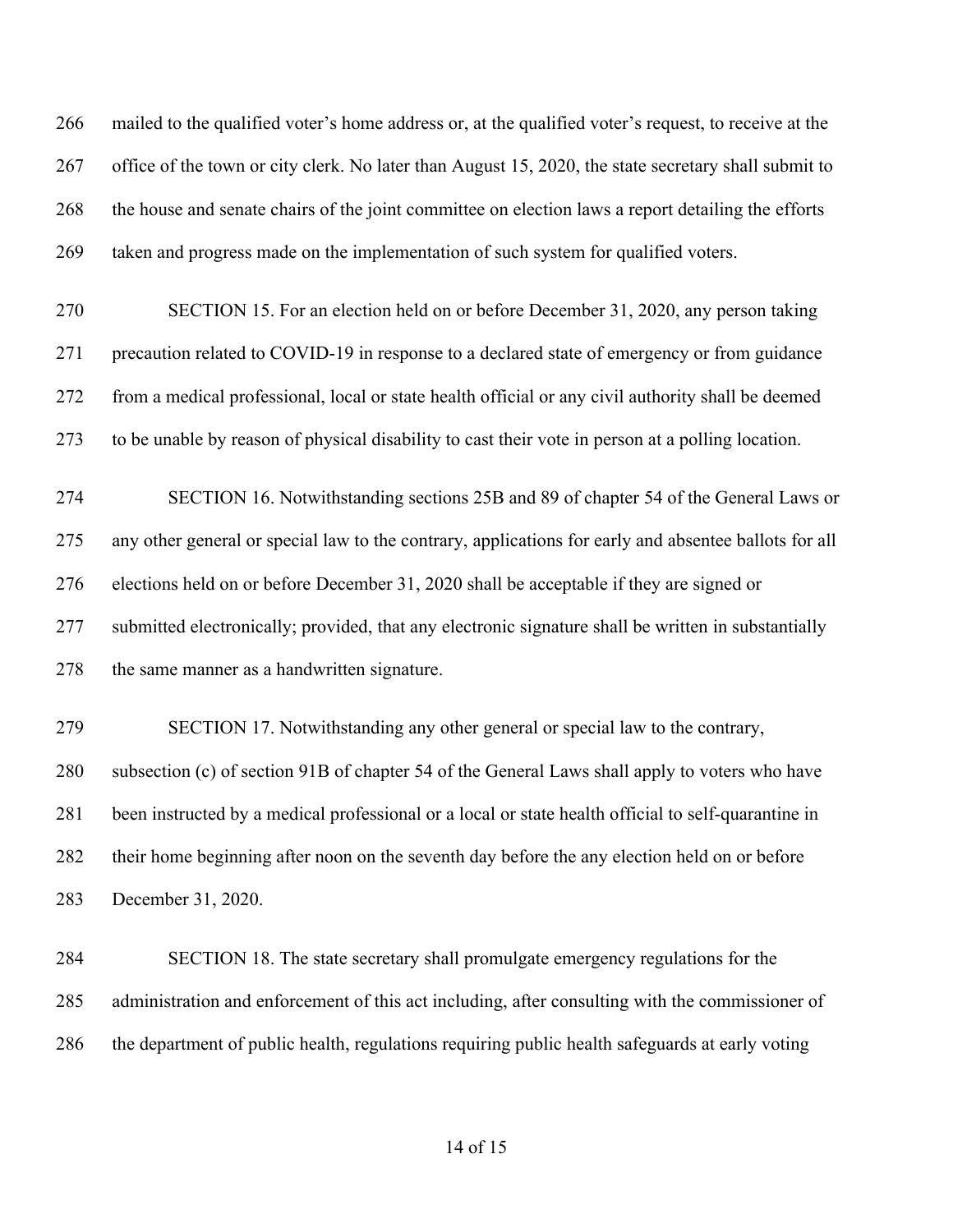mailed to the qualified voter's home address or, at the qualified voter's request, to receive at the office of the town or city clerk. No later than August 15, 2020, the state secretary shall submit to the house and senate chairs of the joint committee on election laws a report detailing the efforts taken and progress made on the implementation of such system for qualified voters.

SECTION 15. For an election held on or before December 31, 2020, any person taking precaution related to COVID-19 in response to a declared state of emergency or from guidance from a medical professional, local or state health official or any civil authority shall be deemed to be unable by reason of physical disability to cast their vote in person at a polling location.

SECTION 16. Notwithstanding sections 25B and 89 of chapter 54 of the General Laws or any other general or special law to the contrary, applications for early and absentee ballots for all elections held on or before December 31, 2020 shall be acceptable if they are signed or submitted electronically; provided, that any electronic signature shall be written in substantially the same manner as a handwritten signature.

SECTION 17. Notwithstanding any other general or special law to the contrary, subsection (c) of section 91B of chapter 54 of the General Laws shall apply to voters who have been instructed by a medical professional or a local or state health official to self-quarantine in their home beginning after noon on the seventh day before the any election held on or before December 31, 2020.

SECTION 18. The state secretary shall promulgate emergency regulations for the administration and enforcement of this act including, after consulting with the commissioner of the department of public health, regulations requiring public health safeguards at early voting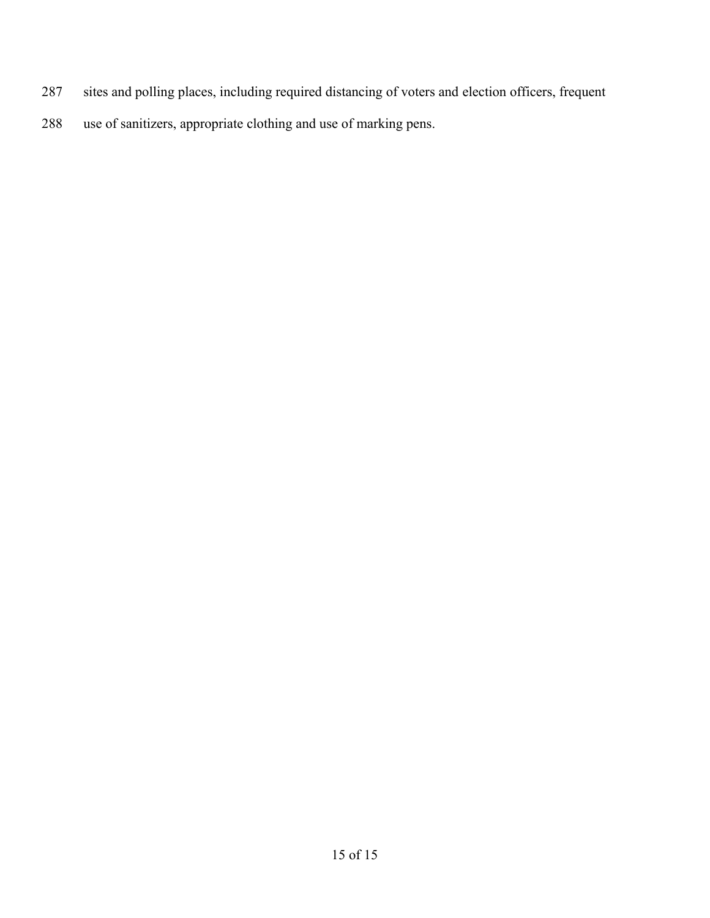287 sites and polling places, including required distancing of voters and election officers, frequent

288 use of sanitizers, appropriate clothing and use of marking pens.